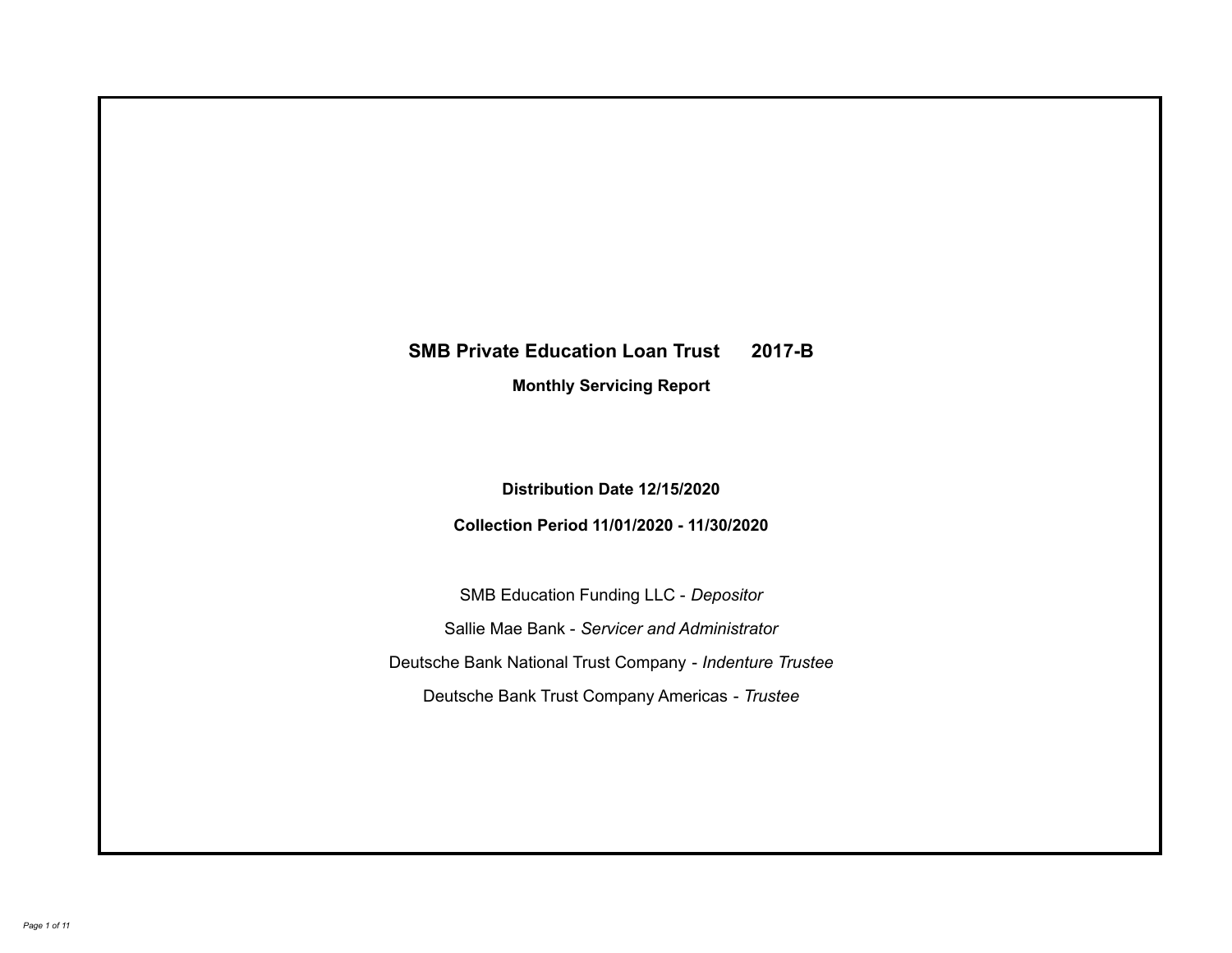# SMB Private Education Loan Trust 2017-B

## Monthly Servicing Report

**Distribution Date 12/15/2020**

**Collection Period 11/01/2020 - 11/30/2020**

SMB Education Funding LLC - *Depositor*

Sallie Mae Bank - *Servicer and Administrator*

Deutsche Bank National Trust Company - *Indenture Trustee*

Deutsche Bank Trust Company Americas - *Trustee*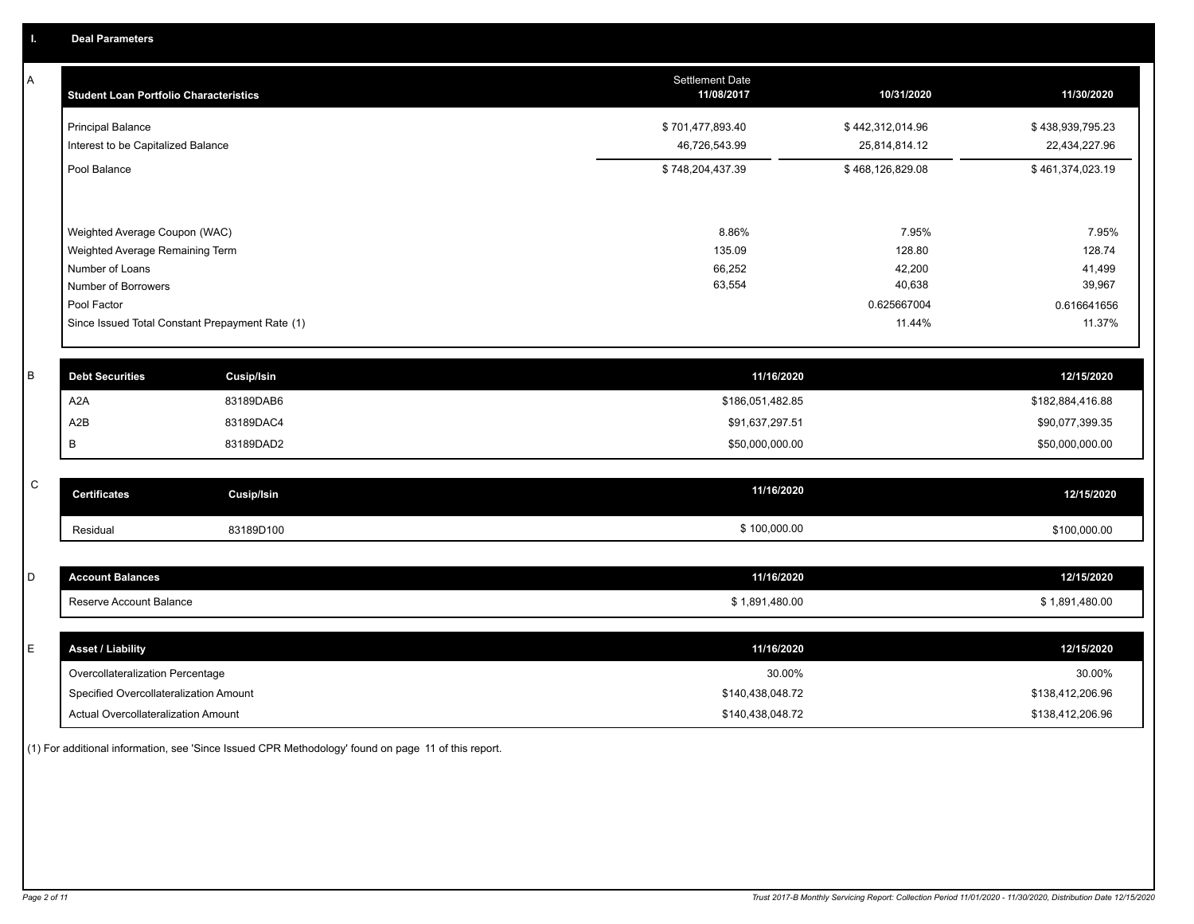## I. Deal Parameters

### A

| Student Loan Portfolio Characteristics | Settlement Date 11/08/2017 | 10/31/2020 | 11/30/2020 |
|---|---|---|---|
| Principal Balance | $ 701,477,893.40 | $ 442,312,014.96 | $ 438,939,795.23 |
| Interest to be Capitalized Balance | 46,726,543.99 | 25,814,814.12 | 22,434,227.96 |
| Pool Balance | $ 748,204,437.39 | $ 468,126,829.08 | $ 461,374,023.19 |
| Weighted Average Coupon (WAC) | 8.86% | 7.95% | 7.95% |
| Weighted Average Remaining Term | 135.09 | 128.80 | 128.74 |
| Number of Loans | 66,252 | 42,200 | 41,499 |
| Number of Borrowers | 63,554 | 40,638 | 39,967 |
| Pool Factor | | 0.625667004 | 0.616641656 |
| Since Issued Total Constant Prepayment Rate (1) | | 11.44% | 11.37% |

### B

| Debt Securities | Cusip/Isin | 11/16/2020 | 12/15/2020 |
|---|---|---|---|
| A2A | 83189DAB6 | $186,051,482.85 | $182,884,416.88 |
| A2B | 83189DAC4 | $91,637,297.51 | $90,077,399.35 |
| B | 83189DAD2 | $50,000,000.00 | $50,000,000.00 |

### C

| Certificates | Cusip/Isin | 11/16/2020 | 12/15/2020 |
|---|---|---|---|
| Residual | 83189D100 | $ 100,000.00 | $100,000.00 |

### D

| Account Balances | 11/16/2020 | 12/15/2020 |
|---|---|---|
| Reserve Account Balance | $ 1,891,480.00 | $ 1,891,480.00 |

### E

| Asset / Liability | 11/16/2020 | 12/15/2020 |
|---|---|---|
| Overcollateralization Percentage | 30.00% | 30.00% |
| Specified Overcollateralization Amount | $140,438,048.72 | $138,412,206.96 |
| Actual Overcollateralization Amount | $140,438,048.72 | $138,412,206.96 |

(1) For additional information, see 'Since Issued CPR Methodology' found on page 11 of this report.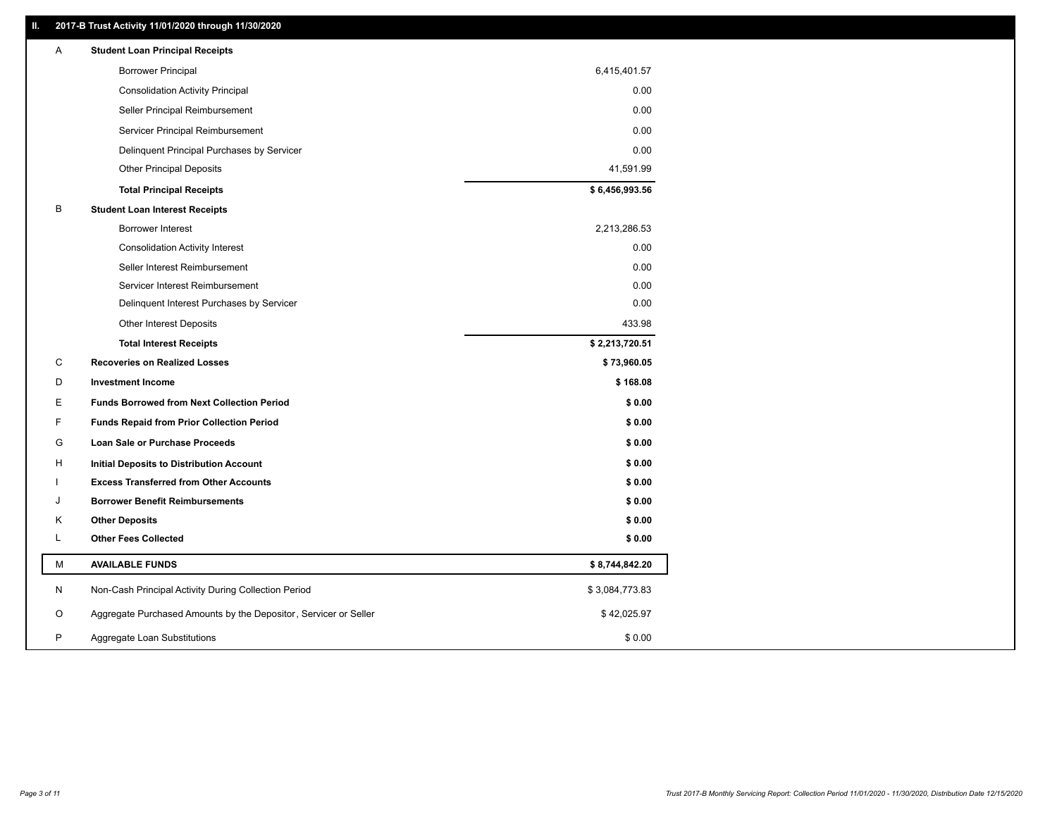## II. 2017-B Trust Activity 11/01/2020 through 11/30/2020

| | | |
|---|---|---|
| A | **Student Loan Principal Receipts** | |
| | Borrower Principal | 6,415,401.57 |
| | Consolidation Activity Principal | 0.00 |
| | Seller Principal Reimbursement | 0.00 |
| | Servicer Principal Reimbursement | 0.00 |
| | Delinquent Principal Purchases by Servicer | 0.00 |
| | Other Principal Deposits | 41,591.99 |
| | **Total Principal Receipts** | **$ 6,456,993.56** |
| B | **Student Loan Interest Receipts** | |
| | Borrower Interest | 2,213,286.53 |
| | Consolidation Activity Interest | 0.00 |
| | Seller Interest Reimbursement | 0.00 |
| | Servicer Interest Reimbursement | 0.00 |
| | Delinquent Interest Purchases by Servicer | 0.00 |
| | Other Interest Deposits | 433.98 |
| | **Total Interest Receipts** | **$ 2,213,720.51** |
| C | **Recoveries on Realized Losses** | **$ 73,960.05** |
| D | **Investment Income** | **$ 168.08** |
| E | **Funds Borrowed from Next Collection Period** | **$ 0.00** |
| F | **Funds Repaid from Prior Collection Period** | **$ 0.00** |
| G | **Loan Sale or Purchase Proceeds** | **$ 0.00** |
| H | **Initial Deposits to Distribution Account** | **$ 0.00** |
| I | **Excess Transferred from Other Accounts** | **$ 0.00** |
| J | **Borrower Benefit Reimbursements** | **$ 0.00** |
| K | **Other Deposits** | **$ 0.00** |
| L | **Other Fees Collected** | **$ 0.00** |
| M | **AVAILABLE FUNDS** | **$ 8,744,842.20** |
| N | Non-Cash Principal Activity During Collection Period | $ 3,084,773.83 |
| O | Aggregate Purchased Amounts by the Depositor, Servicer or Seller | $ 42,025.97 |
| P | Aggregate Loan Substitutions | $ 0.00 |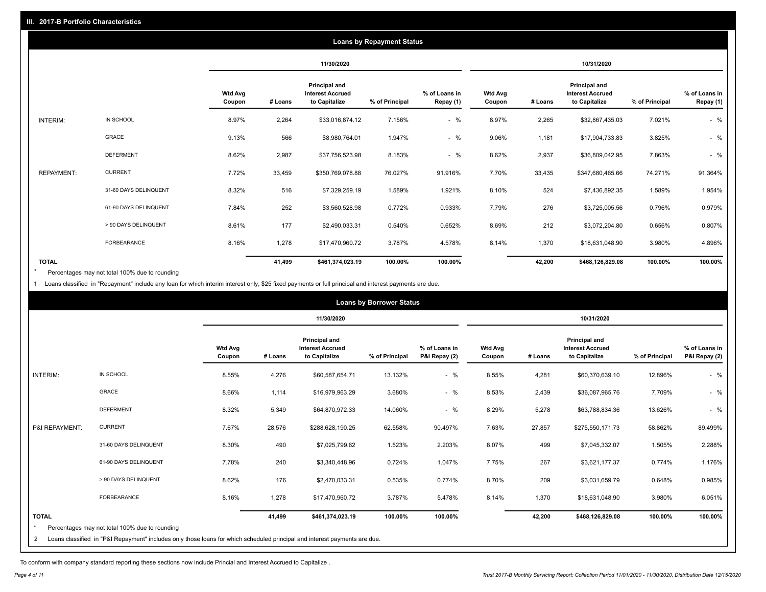## III. 2017-B Portfolio Characteristics

### Loans by Repayment Status

| | | 11/30/2020 | | | | | 10/31/2020 | | | | |
|---|---|---|---|---|---|---|---|---|---|---|---|
| | | Wtd Avg Coupon | # Loans | Principal and Interest Accrued to Capitalize | % of Principal | % of Loans in Repay (1) | Wtd Avg Coupon | # Loans | Principal and Interest Accrued to Capitalize | % of Principal | % of Loans in Repay (1) |
| INTERIM: | IN SCHOOL | 8.97% | 2,264 | $33,016,874.12 | 7.156% | - % | 8.97% | 2,265 | $32,867,435.03 | 7.021% | - % |
| | GRACE | 9.13% | 566 | $8,980,764.01 | 1.947% | - % | 9.06% | 1,181 | $17,904,733.83 | 3.825% | - % |
| | DEFERMENT | 8.62% | 2,987 | $37,756,523.98 | 8.183% | - % | 8.62% | 2,937 | $36,809,042.95 | 7.863% | - % |
| REPAYMENT: | CURRENT | 7.72% | 33,459 | $350,769,078.88 | 76.027% | 91.916% | 7.70% | 33,435 | $347,680,465.66 | 74.271% | 91.364% |
| | 31-60 DAYS DELINQUENT | 8.32% | 516 | $7,329,259.19 | 1.589% | 1.921% | 8.10% | 524 | $7,436,892.35 | 1.589% | 1.954% |
| | 61-90 DAYS DELINQUENT | 7.84% | 252 | $3,560,528.98 | 0.772% | 0.933% | 7.79% | 276 | $3,725,005.56 | 0.796% | 0.979% |
| | > 90 DAYS DELINQUENT | 8.61% | 177 | $2,490,033.31 | 0.540% | 0.652% | 8.69% | 212 | $3,072,204.80 | 0.656% | 0.807% |
| | FORBEARANCE | 8.16% | 1,278 | $17,470,960.72 | 3.787% | 4.578% | 8.14% | 1,370 | $18,631,048.90 | 3.980% | 4.896% |
| TOTAL | | | 41,499 | $461,374,023.19 | 100.00% | 100.00% | | 42,200 | $468,126,829.08 | 100.00% | 100.00% |

* Percentages may not total 100% due to rounding

1 Loans classified in "Repayment" include any loan for which interim interest only, $25 fixed payments or full principal and interest payments are due.

### Loans by Borrower Status

| | | 11/30/2020 | | | | | 10/31/2020 | | | | |
|---|---|---|---|---|---|---|---|---|---|---|---|
| | | Wtd Avg Coupon | # Loans | Principal and Interest Accrued to Capitalize | % of Principal | % of Loans in P&I Repay (2) | Wtd Avg Coupon | # Loans | Principal and Interest Accrued to Capitalize | % of Principal | % of Loans in P&I Repay (2) |
| INTERIM: | IN SCHOOL | 8.55% | 4,276 | $60,587,654.71 | 13.132% | - % | 8.55% | 4,281 | $60,370,639.10 | 12.896% | - % |
| | GRACE | 8.66% | 1,114 | $16,979,963.29 | 3.680% | - % | 8.53% | 2,439 | $36,087,965.76 | 7.709% | - % |
| | DEFERMENT | 8.32% | 5,349 | $64,870,972.33 | 14.060% | - % | 8.29% | 5,278 | $63,788,834.36 | 13.626% | - % |
| P&I REPAYMENT: | CURRENT | 7.67% | 28,576 | $288,628,190.25 | 62.558% | 90.497% | 7.63% | 27,857 | $275,550,171.73 | 58.862% | 89.499% |
| | 31-60 DAYS DELINQUENT | 8.30% | 490 | $7,025,799.62 | 1.523% | 2.203% | 8.07% | 499 | $7,045,332.07 | 1.505% | 2.288% |
| | 61-90 DAYS DELINQUENT | 7.78% | 240 | $3,340,448.96 | 0.724% | 1.047% | 7.75% | 267 | $3,621,177.37 | 0.774% | 1.176% |
| | > 90 DAYS DELINQUENT | 8.62% | 176 | $2,470,033.31 | 0.535% | 0.774% | 8.70% | 209 | $3,031,659.79 | 0.648% | 0.985% |
| | FORBEARANCE | 8.16% | 1,278 | $17,470,960.72 | 3.787% | 5.478% | 8.14% | 1,370 | $18,631,048.90 | 3.980% | 6.051% |
| TOTAL | | | 41,499 | $461,374,023.19 | 100.00% | 100.00% | | 42,200 | $468,126,829.08 | 100.00% | 100.00% |

* Percentages may not total 100% due to rounding

2 Loans classified in "P&I Repayment" includes only those loans for which scheduled principal and interest payments are due.

To conform with company standard reporting these sections now include Princial and Interest Accrued to Capitalize .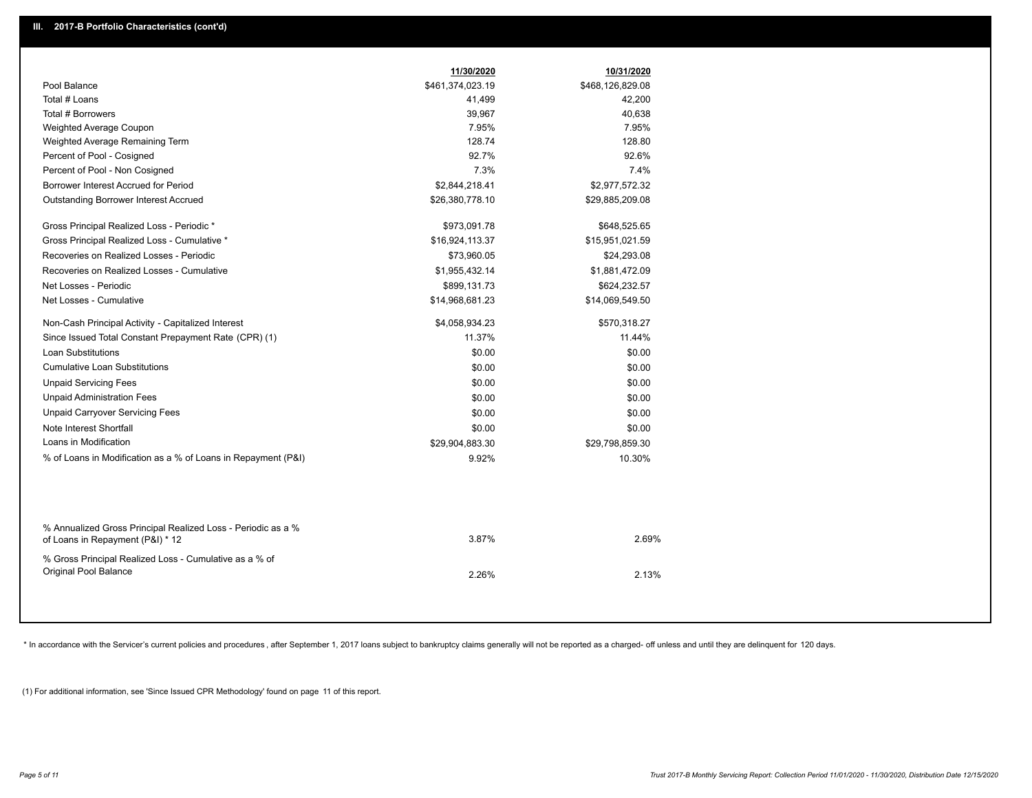## III. 2017-B Portfolio Characteristics (cont'd)

| | 11/30/2020 | 10/31/2020 |
|---|---|---|
| Pool Balance | $461,374,023.19 | $468,126,829.08 |
| Total # Loans | 41,499 | 42,200 |
| Total # Borrowers | 39,967 | 40,638 |
| Weighted Average Coupon | 7.95% | 7.95% |
| Weighted Average Remaining Term | 128.74 | 128.80 |
| Percent of Pool - Cosigned | 92.7% | 92.6% |
| Percent of Pool - Non Cosigned | 7.3% | 7.4% |
| Borrower Interest Accrued for Period | $2,844,218.41 | $2,977,572.32 |
| Outstanding Borrower Interest Accrued | $26,380,778.10 | $29,885,209.08 |
| Gross Principal Realized Loss - Periodic * | $973,091.78 | $648,525.65 |
| Gross Principal Realized Loss - Cumulative * | $16,924,113.37 | $15,951,021.59 |
| Recoveries on Realized Losses - Periodic | $73,960.05 | $24,293.08 |
| Recoveries on Realized Losses - Cumulative | $1,955,432.14 | $1,881,472.09 |
| Net Losses - Periodic | $899,131.73 | $624,232.57 |
| Net Losses - Cumulative | $14,968,681.23 | $14,069,549.50 |
| Non-Cash Principal Activity - Capitalized Interest | $4,058,934.23 | $570,318.27 |
| Since Issued Total Constant Prepayment Rate (CPR) (1) | 11.37% | 11.44% |
| Loan Substitutions | $0.00 | $0.00 |
| Cumulative Loan Substitutions | $0.00 | $0.00 |
| Unpaid Servicing Fees | $0.00 | $0.00 |
| Unpaid Administration Fees | $0.00 | $0.00 |
| Unpaid Carryover Servicing Fees | $0.00 | $0.00 |
| Note Interest Shortfall | $0.00 | $0.00 |
| Loans in Modification | $29,904,883.30 | $29,798,859.30 |
| % of Loans in Modification as a % of Loans in Repayment (P&I) | 9.92% | 10.30% |
| % Annualized Gross Principal Realized Loss - Periodic as a % of Loans in Repayment (P&I) * 12 | 3.87% | 2.69% |
| % Gross Principal Realized Loss - Cumulative as a % of Original Pool Balance | 2.26% | 2.13% |

* In accordance with the Servicer's current policies and procedures, after September 1, 2017 loans subject to bankruptcy claims generally will not be reported as a charged- off unless and until they are delinquent for 120 days.

(1) For additional information, see 'Since Issued CPR Methodology' found on page 11 of this report.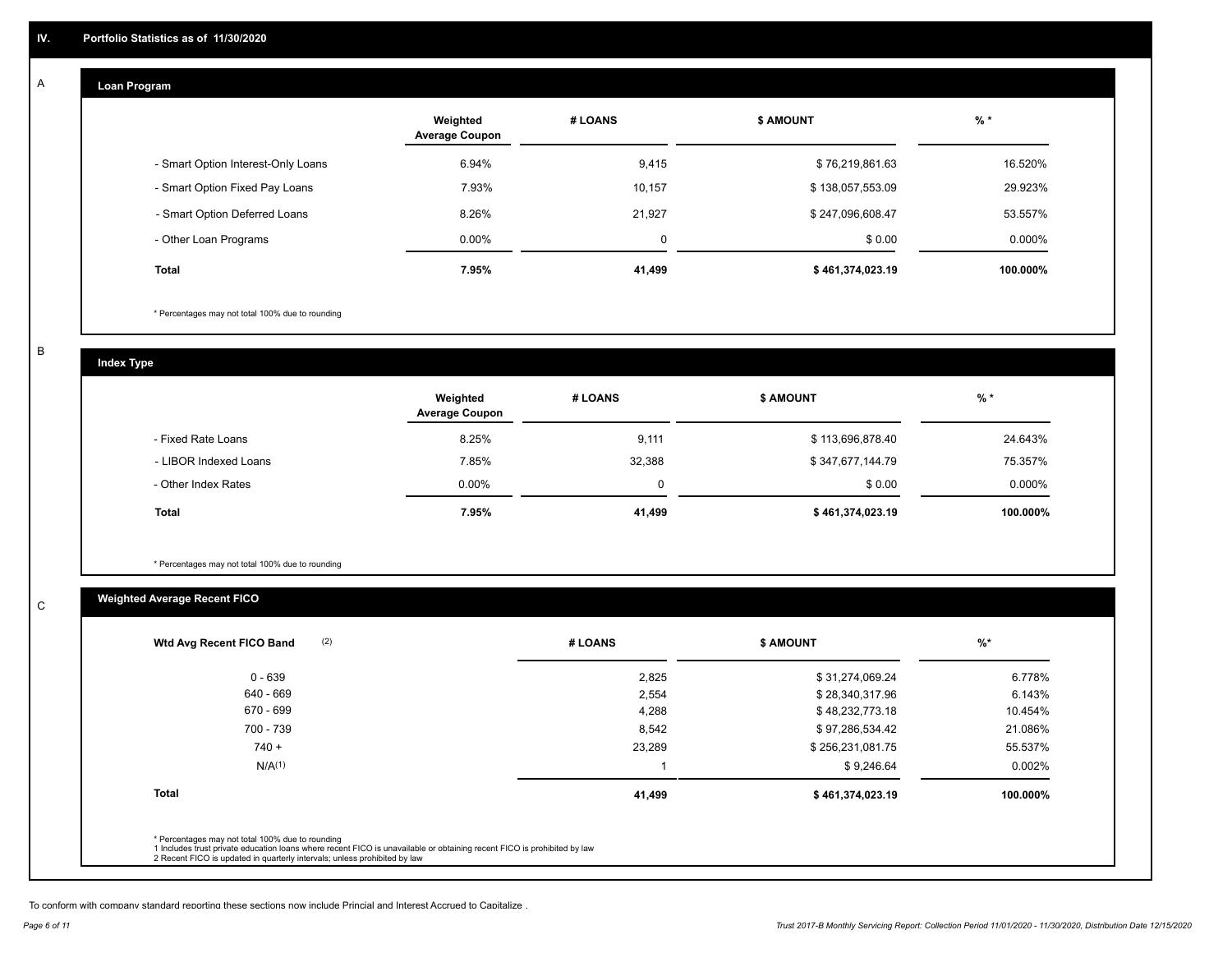## IV. Portfolio Statistics as of 11/30/2020

### A Loan Program

| | Weighted Average Coupon | # LOANS | $ AMOUNT | % * |
|---|---|---|---|---|
| - Smart Option Interest-Only Loans | 6.94% | 9,415 | $ 76,219,861.63 | 16.520% |
| - Smart Option Fixed Pay Loans | 7.93% | 10,157 | $ 138,057,553.09 | 29.923% |
| - Smart Option Deferred Loans | 8.26% | 21,927 | $ 247,096,608.47 | 53.557% |
| - Other Loan Programs | 0.00% | 0 | $ 0.00 | 0.000% |
| **Total** | **7.95%** | **41,499** | **$ 461,374,023.19** | **100.000%** |

* Percentages may not total 100% due to rounding

### B Index Type

| | Weighted Average Coupon | # LOANS | $ AMOUNT | % * |
|---|---|---|---|---|
| - Fixed Rate Loans | 8.25% | 9,111 | $ 113,696,878.40 | 24.643% |
| - LIBOR Indexed Loans | 7.85% | 32,388 | $ 347,677,144.79 | 75.357% |
| - Other Index Rates | 0.00% | 0 | $ 0.00 | 0.000% |
| **Total** | **7.95%** | **41,499** | **$ 461,374,023.19** | **100.000%** |

* Percentages may not total 100% due to rounding

### C Weighted Average Recent FICO

| Wtd Avg Recent FICO Band (2) | # LOANS | $ AMOUNT | %* |
|---|---|---|---|
| 0 - 639 | 2,825 | $ 31,274,069.24 | 6.778% |
| 640 - 669 | 2,554 | $ 28,340,317.96 | 6.143% |
| 670 - 699 | 4,288 | $ 48,232,773.18 | 10.454% |
| 700 - 739 | 8,542 | $ 97,286,534.42 | 21.086% |
| 740 + | 23,289 | $ 256,231,081.75 | 55.537% |
| N/A(1) | 1 | $ 9,246.64 | 0.002% |
| **Total** | **41,499** | **$ 461,374,023.19** | **100.000%** |

* Percentages may not total 100% due to rounding
1 Includes trust private education loans where recent FICO is unavailable or obtaining recent FICO is prohibited by law
2 Recent FICO is updated in quarterly intervals; unless prohibited by law

To conform with company standard reporting these sections now include Princial and Interest Accrued to Capitalize .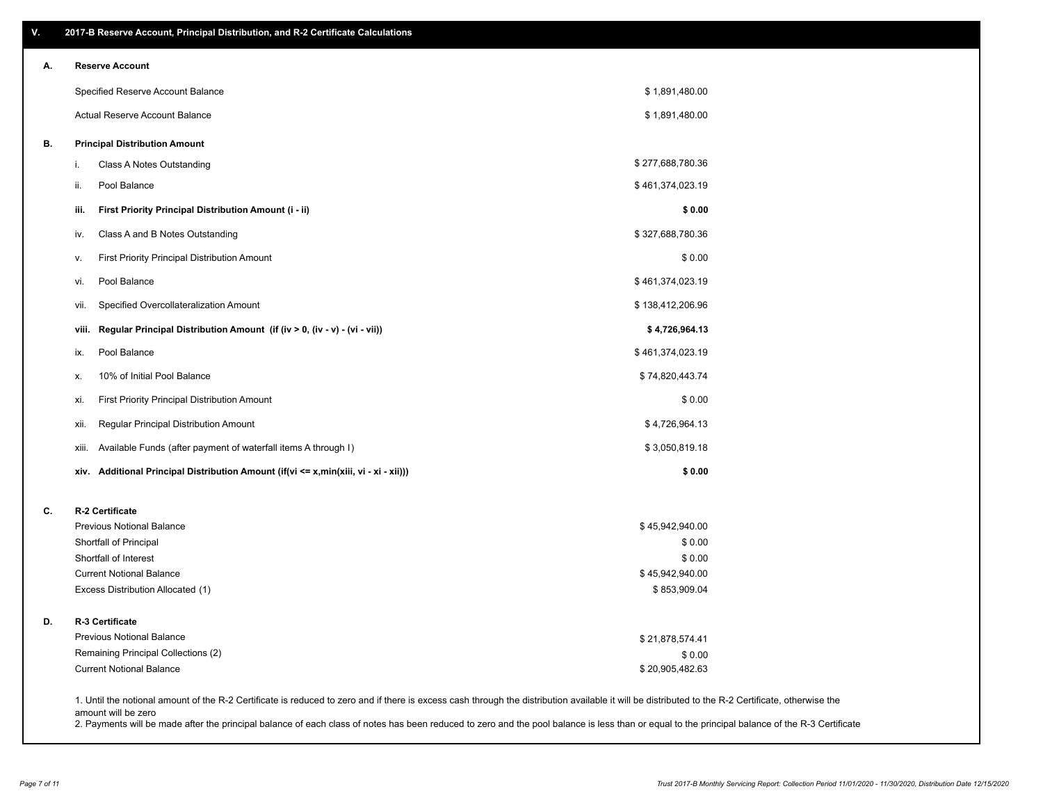## V. 2017-B Reserve Account, Principal Distribution, and R-2 Certificate Calculations

### A. Reserve Account

| | |
|---|---|
| Specified Reserve Account Balance | $ 1,891,480.00 |
| Actual Reserve Account Balance | $ 1,891,480.00 |

### B. Principal Distribution Amount

| | | |
|---|---|---|
| i. | Class A Notes Outstanding | $ 277,688,780.36 |
| ii. | Pool Balance | $ 461,374,023.19 |
| **iii.** | **First Priority Principal Distribution Amount (i - ii)** | **$ 0.00** |
| iv. | Class A and B Notes Outstanding | $ 327,688,780.36 |
| v. | First Priority Principal Distribution Amount | $ 0.00 |
| vi. | Pool Balance | $ 461,374,023.19 |
| vii. | Specified Overcollateralization Amount | $ 138,412,206.96 |
| **viii.** | **Regular Principal Distribution Amount (if (iv > 0, (iv - v) - (vi - vii))** | **$ 4,726,964.13** |
| ix. | Pool Balance | $ 461,374,023.19 |
| x. | 10% of Initial Pool Balance | $ 74,820,443.74 |
| xi. | First Priority Principal Distribution Amount | $ 0.00 |
| xii. | Regular Principal Distribution Amount | $ 4,726,964.13 |
| xiii. | Available Funds (after payment of waterfall items A through I) | $ 3,050,819.18 |
| **xiv.** | **Additional Principal Distribution Amount (if(vi <= x,min(xiii, vi - xi - xii)))** | **$ 0.00** |

### C. R-2 Certificate

| | |
|---|---|
| Previous Notional Balance | $ 45,942,940.00 |
| Shortfall of Principal | $ 0.00 |
| Shortfall of Interest | $ 0.00 |
| Current Notional Balance | $ 45,942,940.00 |
| Excess Distribution Allocated (1) | $ 853,909.04 |

### D. R-3 Certificate

| | |
|---|---|
| Previous Notional Balance | $ 21,878,574.41 |
| Remaining Principal Collections (2) | $ 0.00 |
| Current Notional Balance | $ 20,905,482.63 |

1. Until the notional amount of the R-2 Certificate is reduced to zero and if there is excess cash through the distribution available it will be distributed to the R-2 Certificate, otherwise the amount will be zero
2. Payments will be made after the principal balance of each class of notes has been reduced to zero and the pool balance is less than or equal to the principal balance of the R-3 Certificate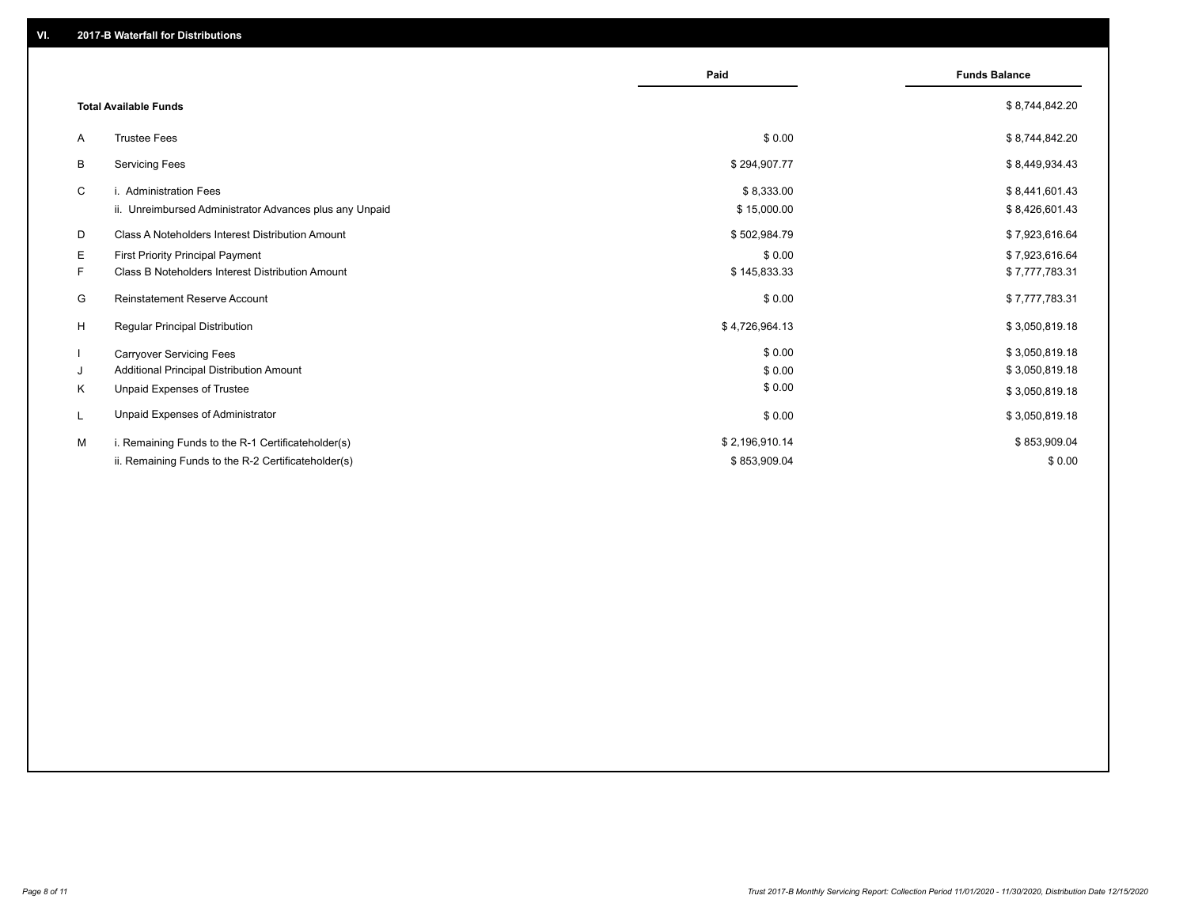## VI. 2017-B Waterfall for Distributions

| | | Paid | Funds Balance |
|---|---|---|---|
| | **Total Available Funds** | | $ 8,744,842.20 |
| A | Trustee Fees | $ 0.00 | $ 8,744,842.20 |
| B | Servicing Fees | $ 294,907.77 | $ 8,449,934.43 |
| C | i. Administration Fees | $ 8,333.00 | $ 8,441,601.43 |
| | ii. Unreimbursed Administrator Advances plus any Unpaid | $ 15,000.00 | $ 8,426,601.43 |
| D | Class A Noteholders Interest Distribution Amount | $ 502,984.79 | $ 7,923,616.64 |
| E | First Priority Principal Payment | $ 0.00 | $ 7,923,616.64 |
| F | Class B Noteholders Interest Distribution Amount | $ 145,833.33 | $ 7,777,783.31 |
| G | Reinstatement Reserve Account | $ 0.00 | $ 7,777,783.31 |
| H | Regular Principal Distribution | $ 4,726,964.13 | $ 3,050,819.18 |
| I | Carryover Servicing Fees | $ 0.00 | $ 3,050,819.18 |
| J | Additional Principal Distribution Amount | $ 0.00 | $ 3,050,819.18 |
| K | Unpaid Expenses of Trustee | $ 0.00 | $ 3,050,819.18 |
| L | Unpaid Expenses of Administrator | $ 0.00 | $ 3,050,819.18 |
| M | i. Remaining Funds to the R-1 Certificateholder(s) | $ 2,196,910.14 | $ 853,909.04 |
| | ii. Remaining Funds to the R-2 Certificateholder(s) | $ 853,909.04 | $ 0.00 |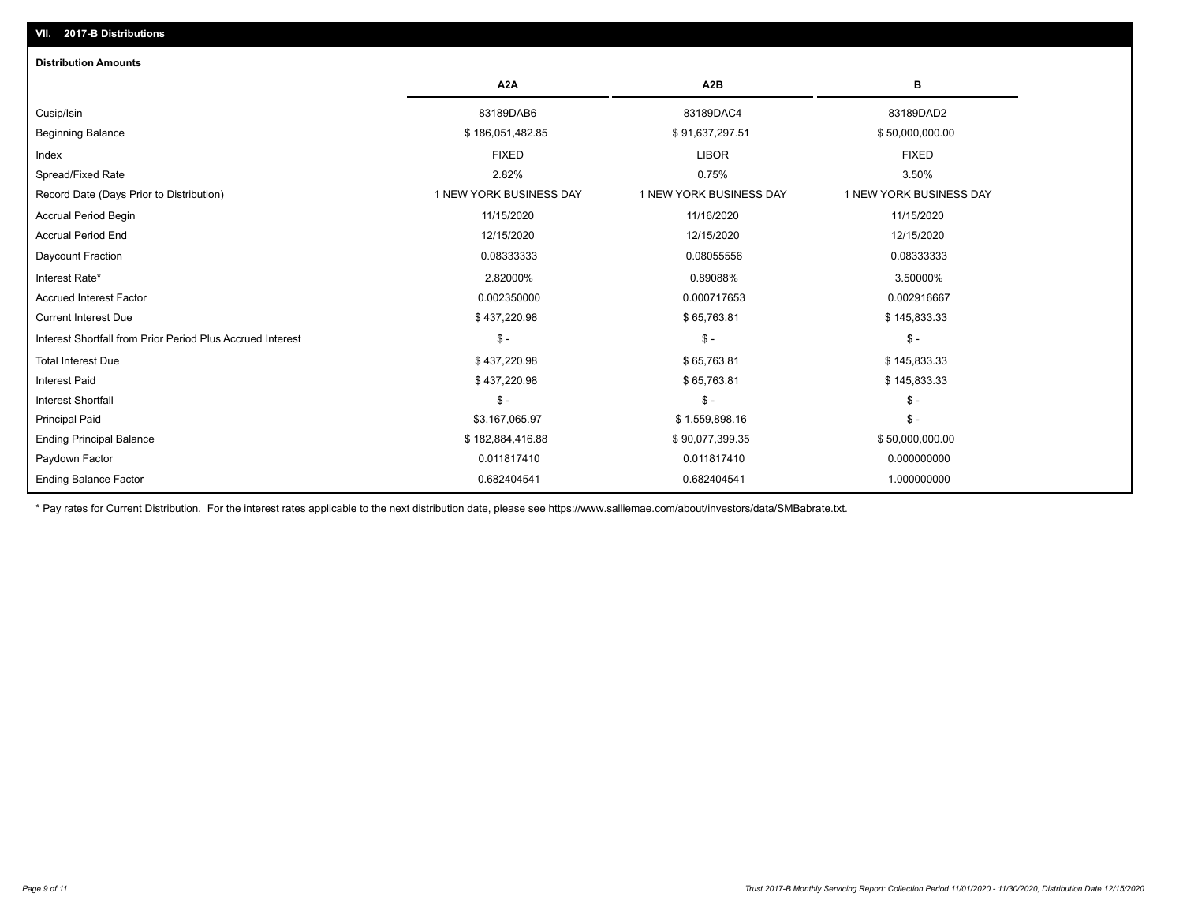## VII. 2017-B Distributions

### Distribution Amounts

| | A2A | A2B | B |
|---|---|---|---|
| Cusip/Isin | 83189DAB6 | 83189DAC4 | 83189DAD2 |
| Beginning Balance | $ 186,051,482.85 | $ 91,637,297.51 | $ 50,000,000.00 |
| Index | FIXED | LIBOR | FIXED |
| Spread/Fixed Rate | 2.82% | 0.75% | 3.50% |
| Record Date (Days Prior to Distribution) | 1 NEW YORK BUSINESS DAY | 1 NEW YORK BUSINESS DAY | 1 NEW YORK BUSINESS DAY |
| Accrual Period Begin | 11/15/2020 | 11/16/2020 | 11/15/2020 |
| Accrual Period End | 12/15/2020 | 12/15/2020 | 12/15/2020 |
| Daycount Fraction | 0.08333333 | 0.08055556 | 0.08333333 |
| Interest Rate* | 2.82000% | 0.89088% | 3.50000% |
| Accrued Interest Factor | 0.002350000 | 0.000717653 | 0.002916667 |
| Current Interest Due | $ 437,220.98 | $ 65,763.81 | $ 145,833.33 |
| Interest Shortfall from Prior Period Plus Accrued Interest | $ - | $ - | $ - |
| Total Interest Due | $ 437,220.98 | $ 65,763.81 | $ 145,833.33 |
| Interest Paid | $ 437,220.98 | $ 65,763.81 | $ 145,833.33 |
| Interest Shortfall | $ - | $ - | $ - |
| Principal Paid | $3,167,065.97 | $ 1,559,898.16 | $ - |
| Ending Principal Balance | $ 182,884,416.88 | $ 90,077,399.35 | $ 50,000,000.00 |
| Paydown Factor | 0.011817410 | 0.011817410 | 0.000000000 |
| Ending Balance Factor | 0.682404541 | 0.682404541 | 1.000000000 |

* Pay rates for Current Distribution. For the interest rates applicable to the next distribution date, please see https://www.salliemae.com/about/investors/data/SMBabrate.txt.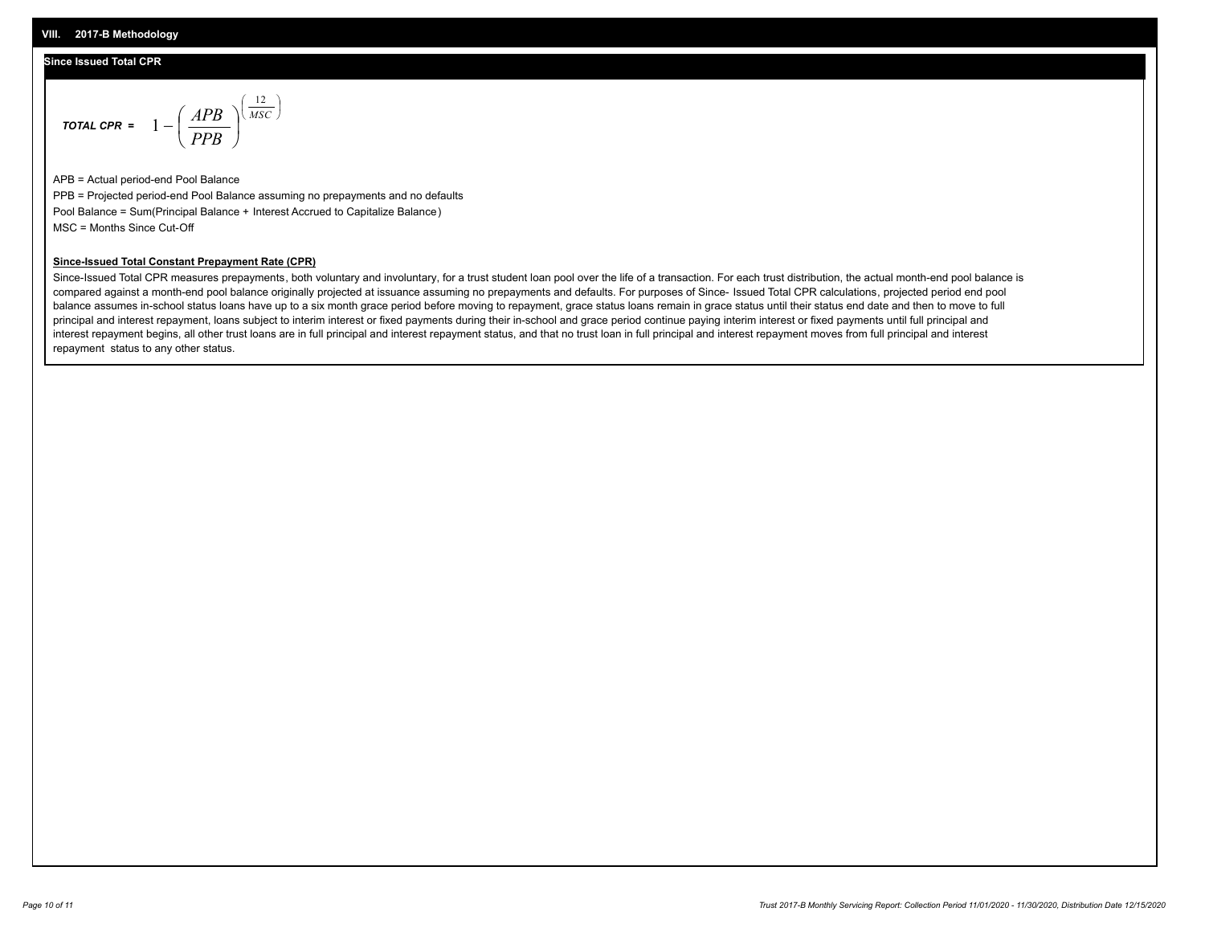## VIII. 2017-B Methodology

### Since Issued Total CPR

***TOTAL CPR =*** $$1 - \left( \frac{APB}{PPB} \right)^{\left( \frac{12}{MSC} \right)}$$

APB = Actual period-end Pool Balance

PPB = Projected period-end Pool Balance assuming no prepayments and no defaults

Pool Balance = Sum(Principal Balance + Interest Accrued to Capitalize Balance)

MSC = Months Since Cut-Off

**Since-Issued Total Constant Prepayment Rate (CPR)**

Since-Issued Total CPR measures prepayments, both voluntary and involuntary, for a trust student loan pool over the life of a transaction. For each trust distribution, the actual month-end pool balance is compared against a month-end pool balance originally projected at issuance assuming no prepayments and defaults. For purposes of Since- Issued Total CPR calculations, projected period end pool balance assumes in-school status loans have up to a six month grace period before moving to repayment, grace status loans remain in grace status until their status end date and then to move to full principal and interest repayment, loans subject to interim interest or fixed payments during their in-school and grace period continue paying interim interest or fixed payments until full principal and interest repayment begins, all other trust loans are in full principal and interest repayment status, and that no trust loan in full principal and interest repayment moves from full principal and interest repayment status to any other status.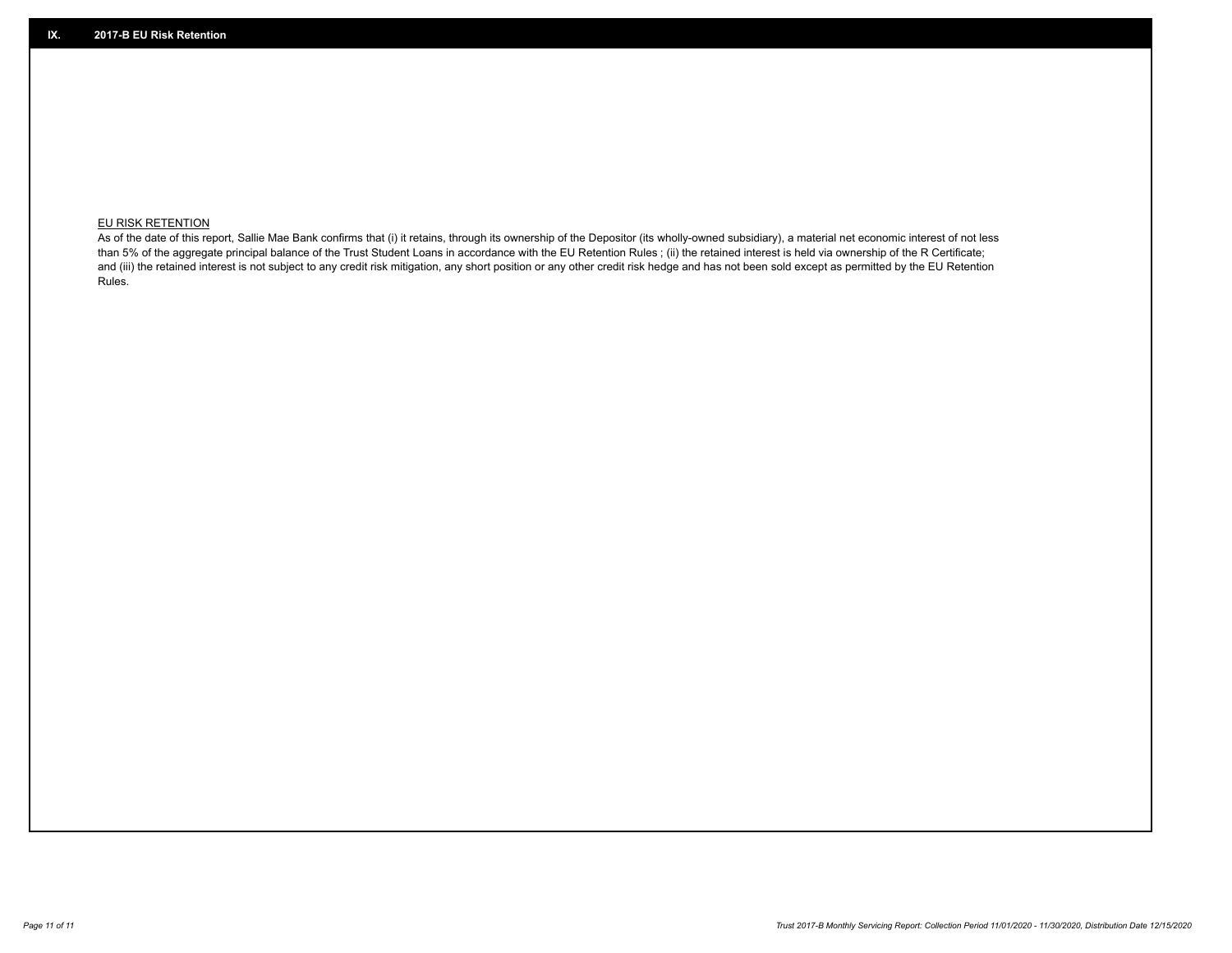## IX. 2017-B EU Risk Retention

EU RISK RETENTION

As of the date of this report, Sallie Mae Bank confirms that (i) it retains, through its ownership of the Depositor (its wholly-owned subsidiary), a material net economic interest of not less than 5% of the aggregate principal balance of the Trust Student Loans in accordance with the EU Retention Rules ; (ii) the retained interest is held via ownership of the R Certificate; and (iii) the retained interest is not subject to any credit risk mitigation, any short position or any other credit risk hedge and has not been sold except as permitted by the EU Retention Rules.